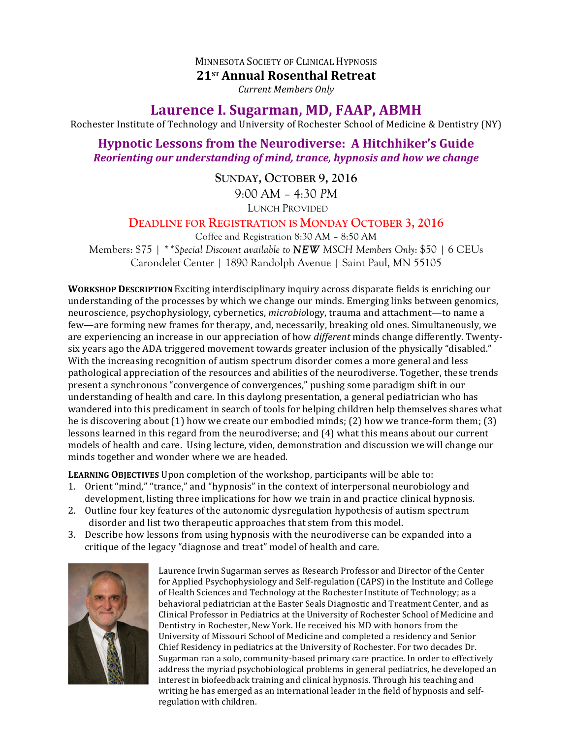MINNESOTA SOCIETY OF CLINICAL HYPNOSIS

**21ST Annual Rosenthal Retreat**

*Current Members Only*

# Laurence I. Sugarman, MD, FAAP, ABMH

Rochester Institute of Technology and University of Rochester School of Medicine & Dentistry (NY)

## Hypnotic Lessons from the Neurodiverse: A Hitchhiker's Guide

***Reorienting our understanding of mind, trance, hypnosis and how we change***

**SUNDAY, OCTOBER 9, 2016**

9:00 AM – 4:30 PM

LUNCH PROVIDED

**DEADLINE FOR REGISTRATION IS MONDAY OCTOBER 3, 2016**

Coffee and Registration 8:30 AM – 8:50 AM

Members: $75 | ***Special Discount available to NEW MSCH Members Only*: $50 | 6 CEUs

Carondelet Center | 1890 Randolph Avenue | Saint Paul, MN 55105

**WORKSHOP DESCRIPTION** Exciting interdisciplinary inquiry across disparate fields is enriching our understanding of the processes by which we change our minds. Emerging links between genomics, neuroscience, psychophysiology, cybernetics, *microbio*logy, trauma and attachment—to name a few—are forming new frames for therapy, and, necessarily, breaking old ones. Simultaneously, we are experiencing an increase in our appreciation of how *different* minds change differently. Twenty-six years ago the ADA triggered movement towards greater inclusion of the physically "disabled." With the increasing recognition of autism spectrum disorder comes a more general and less pathological appreciation of the resources and abilities of the neurodiverse. Together, these trends present a synchronous "convergence of convergences," pushing some paradigm shift in our understanding of health and care. In this daylong presentation, a general pediatrician who has wandered into this predicament in search of tools for helping children help themselves shares what he is discovering about (1) how we create our embodied minds; (2) how we trance-form them; (3) lessons learned in this regard from the neurodiverse; and (4) what this means about our current models of health and care. Using lecture, video, demonstration and discussion we will change our minds together and wonder where we are headed.

**LEARNING OBJECTIVES** Upon completion of the workshop, participants will be able to:

1. Orient "mind," "trance," and "hypnosis" in the context of interpersonal neurobiology and development, listing three implications for how we train in and practice clinical hypnosis.
2. Outline four key features of the autonomic dysregulation hypothesis of autism spectrum disorder and list two therapeutic approaches that stem from this model.
3. Describe how lessons from using hypnosis with the neurodiverse can be expanded into a critique of the legacy "diagnose and treat" model of health and care.

Laurence Irwin Sugarman serves as Research Professor and Director of the Center for Applied Psychophysiology and Self-regulation (CAPS) in the Institute and College of Health Sciences and Technology at the Rochester Institute of Technology; as a behavioral pediatrician at the Easter Seals Diagnostic and Treatment Center, and as Clinical Professor in Pediatrics at the University of Rochester School of Medicine and Dentistry in Rochester, New York. He received his MD with honors from the University of Missouri School of Medicine and completed a residency and Senior Chief Residency in pediatrics at the University of Rochester. For two decades Dr. Sugarman ran a solo, community-based primary care practice. In order to effectively address the myriad psychobiological problems in general pediatrics, he developed an interest in biofeedback training and clinical hypnosis. Through his teaching and writing he has emerged as an international leader in the field of hypnosis and self-regulation with children.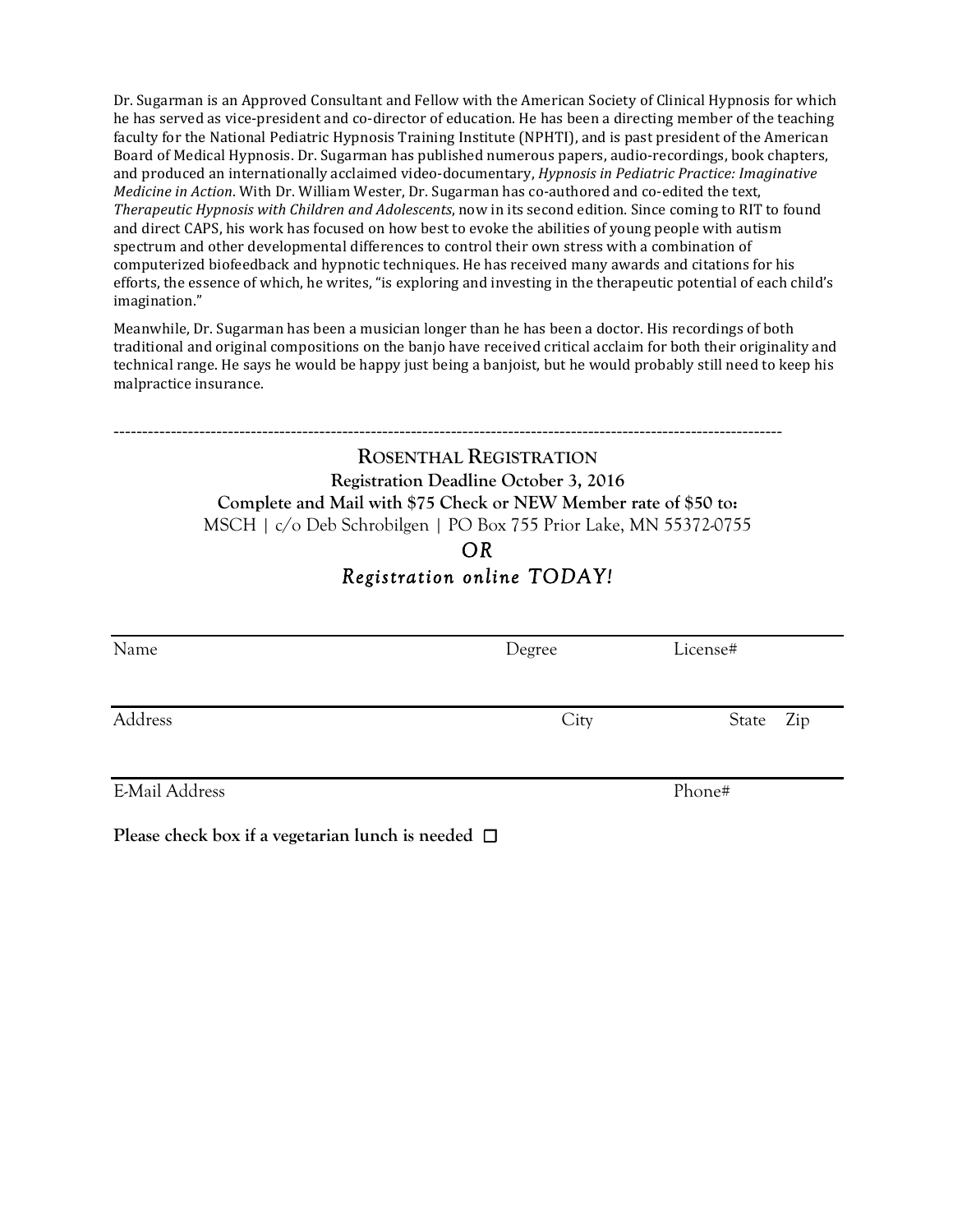Dr. Sugarman is an Approved Consultant and Fellow with the American Society of Clinical Hypnosis for which he has served as vice-president and co-director of education. He has been a directing member of the teaching faculty for the National Pediatric Hypnosis Training Institute (NPHTI), and is past president of the American Board of Medical Hypnosis. Dr. Sugarman has published numerous papers, audio-recordings, book chapters, and produced an internationally acclaimed video-documentary, *Hypnosis in Pediatric Practice: Imaginative Medicine in Action*. With Dr. William Wester, Dr. Sugarman has co-authored and co-edited the text, *Therapeutic Hypnosis with Children and Adolescents*, now in its second edition. Since coming to RIT to found and direct CAPS, his work has focused on how best to evoke the abilities of young people with autism spectrum and other developmental differences to control their own stress with a combination of computerized biofeedback and hypnotic techniques. He has received many awards and citations for his efforts, the essence of which, he writes, "is exploring and investing in the therapeutic potential of each child's imagination."

Meanwhile, Dr. Sugarman has been a musician longer than he has been a doctor. His recordings of both traditional and original compositions on the banjo have received critical acclaim for both their originality and technical range. He says he would be happy just being a banjoist, but he would probably still need to keep his malpractice insurance.

---

## ROSENTHAL REGISTRATION

**Registration Deadline October 3, 2016**

**Complete and Mail with $75 Check or NEW Member rate of $50 to:**

MSCH | c/o Deb Schrobilgen | PO Box 755 Prior Lake, MN 55372-0755

*OR*

*Registration online TODAY!*

Name Degree License#

Address City State Zip

E-Mail Address Phone#

**Please check box if a vegetarian lunch is needed** ☐